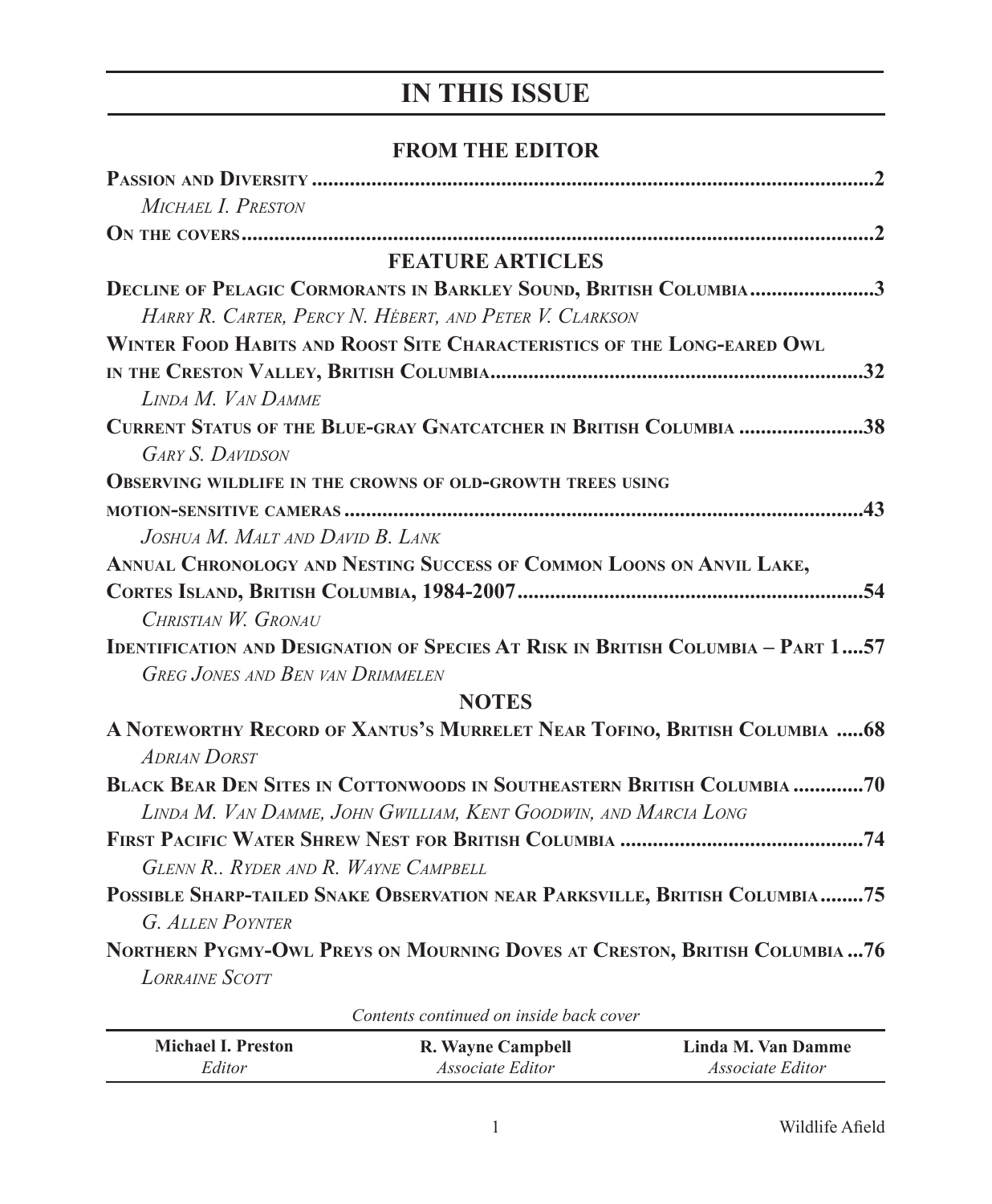# IN THIS ISSUE

## FROM THE EDITOR

**PASSION AND DIVERSITY** ........................................................................................2
*MICHAEL I. PRESTON*

**ON THE COVERS** ....................................................................................................2

## FEATURE ARTICLES

**DECLINE OF PELAGIC CORMORANTS IN BARKLEY SOUND, BRITISH COLUMBIA** .......................3
*HARRY R. CARTER, PERCY N. HÉBERT, AND PETER V. CLARKSON*

**WINTER FOOD HABITS AND ROOST SITE CHARACTERISTICS OF THE LONG-EARED OWL IN THE CRESTON VALLEY, BRITISH COLUMBIA** ....................................................................32
*LINDA M. VAN DAMME*

**CURRENT STATUS OF THE BLUE-GRAY GNATCATCHER IN BRITISH COLUMBIA** .......................38
*GARY S. DAVIDSON*

**OBSERVING WILDLIFE IN THE CROWNS OF OLD-GROWTH TREES USING MOTION-SENSITIVE CAMERAS** ................................................................................................43
*JOSHUA M. MALT AND DAVID B. LANK*

**ANNUAL CHRONOLOGY AND NESTING SUCCESS OF COMMON LOONS ON ANVIL LAKE, CORTES ISLAND, BRITISH COLUMBIA, 1984-2007** ..............................................................54
*CHRISTIAN W. GRONAU*

**IDENTIFICATION AND DESIGNATION OF SPECIES AT RISK IN BRITISH COLUMBIA – PART 1** ....57
*GREG JONES AND BEN VAN DRIMMELEN*

## NOTES

**A NOTEWORTHY RECORD OF XANTUS'S MURRELET NEAR TOFINO, BRITISH COLUMBIA** .....68
*ADRIAN DORST*

**BLACK BEAR DEN SITES IN COTTONWOODS IN SOUTHEASTERN BRITISH COLUMBIA** .............70
*LINDA M. VAN DAMME, JOHN GWILLIAM, KENT GOODWIN, AND MARCIA LONG*

**FIRST PACIFIC WATER SHREW NEST FOR BRITISH COLUMBIA** .............................................74
*GLENN R.. RYDER AND R. WAYNE CAMPBELL*

**POSSIBLE SHARP-TAILED SNAKE OBSERVATION NEAR PARKSVILLE, BRITISH COLUMBIA** ........75
*G. ALLEN POYNTER*

**NORTHERN PYGMY-OWL PREYS ON MOURNING DOVES AT CRESTON, BRITISH COLUMBIA** ...76
*LORRAINE SCOTT*

*Contents continued on inside back cover*

| **Michael I. Preston** | **R. Wayne Campbell** | **Linda M. Van Damme** |
|---|---|---|
| *Editor* | *Associate Editor* | *Associate Editor* |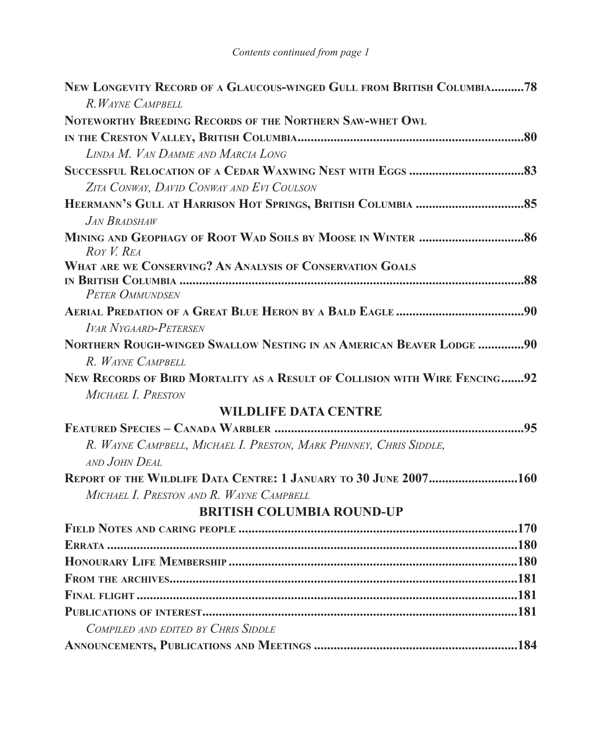*Contents continued from page 1*

**New Longevity Record of a Glaucous-winged Gull from British Columbia..........78**
*R. Wayne Campbell*

**Noteworthy Breeding Records of the Northern Saw-whet Owl in the Creston Valley, British Columbia..........80**
*Linda M. Van Damme and Marcia Long*

**Successful Relocation of a Cedar Waxwing Nest with Eggs..........83**
*Zita Conway, David Conway and Evi Coulson*

**Heermann's Gull at Harrison Hot Springs, British Columbia..........85**
*Jan Bradshaw*

**Mining and Geophagy of Root Wad Soils by Moose in Winter..........86**
*Roy V. Rea*

**What are we Conserving? An Analysis of Conservation Goals in British Columbia..........88**
*Peter Ommundsen*

**Aerial Predation of a Great Blue Heron by a Bald Eagle..........90**
*Ivar Nygaard-Petersen*

**Northern Rough-winged Swallow Nesting in an American Beaver Lodge..........90**
*R. Wayne Campbell*

**New Records of Bird Mortality as a Result of Collision with Wire Fencing..........92**
*Michael I. Preston*

## WILDLIFE DATA CENTRE

**Featured Species – Canada Warbler..........95**
*R. Wayne Campbell, Michael I. Preston, Mark Phinney, Chris Siddle, and John Deal*

**Report of the Wildlife Data Centre: 1 January to 30 June 2007..........160**
*Michael I. Preston and R. Wayne Campbell*

## BRITISH COLUMBIA ROUND-UP

**Field Notes and caring people..........170**

**Errata..........180**

**Honourary Life Membership..........180**

**From the archives..........181**

**Final flight..........181**

**Publications of interest..........181**
*Compiled and edited by Chris Siddle*

**Announcements, Publications and Meetings..........184**